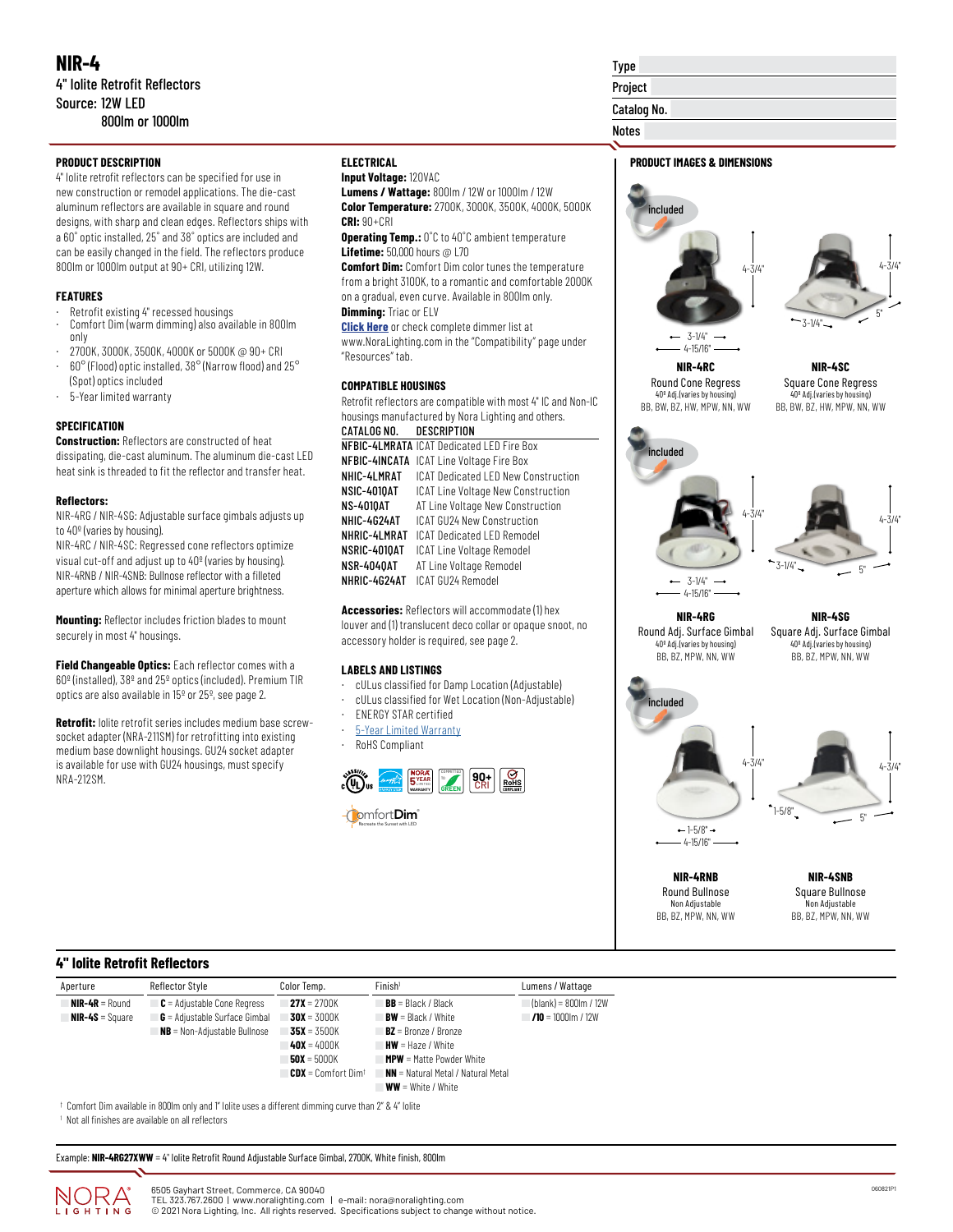# NIR-4

4" Iolite Retrofit Reflectors
Source: 12W LED
800lm or 1000lm

| | |
|---|---|
| Type | |
| Project | |
| Catalog No. | |
| Notes | |

## PRODUCT DESCRIPTION

4" Iolite retrofit reflectors can be specified for use in new construction or remodel applications. The die-cast aluminum reflectors are available in square and round designs, with sharp and clean edges. Reflectors ships with a 60˚ optic installed, 25˚ and 38˚ optics are included and can be easily changed in the field. The reflectors produce 800lm or 1000lm output at 90+ CRI, utilizing 12W.

## FEATURES

- Retrofit existing 4" recessed housings
- Comfort Dim (warm dimming) also available in 800lm only
- 2700K, 3000K, 3500K, 4000K or 5000K @ 90+ CRI
- 60° (Flood) optic installed, 38° (Narrow flood) and 25° (Spot) optics included
- 5-Year limited warranty

## SPECIFICATION

**Construction:** Reflectors are constructed of heat dissipating, die-cast aluminum. The aluminum die-cast LED heat sink is threaded to fit the reflector and transfer heat.

**Reflectors:**
NIR-4RG / NIR-4SG: Adjustable surface gimbals adjusts up to 40º (varies by housing).
NIR-4RC / NIR-4SC: Regressed cone reflectors optimize visual cut-off and adjust up to 40º (varies by housing).
NIR-4RNB / NIR-4SNB: Bullnose reflector with a filleted aperture which allows for minimal aperture brightness.

**Mounting:** Reflector includes friction blades to mount securely in most 4" housings.

**Field Changeable Optics:** Each reflector comes with a 60º (installed), 38º and 25º optics (included). Premium TIR optics are also available in 15º or 25º, see page 2.

**Retrofit:** Iolite retrofit series includes medium base screw-socket adapter (NRA-211SM) for retrofitting into existing medium base downlight housings. GU24 socket adapter is available for use with GU24 housings, must specify NRA-212SM.

## ELECTRICAL

**Input Voltage:** 120VAC
**Lumens / Wattage:** 800lm / 12W or 1000lm / 12W
**Color Temperature:** 2700K, 3000K, 3500K, 4000K, 5000K
**CRI:** 90+CRI
**Operating Temp.:** 0˚C to 40˚C ambient temperature
**Lifetime:** 50,000 hours @ L70
**Comfort Dim:** Comfort Dim color tunes the temperature from a bright 3100K, to a romantic and comfortable 2000K on a gradual, even curve. Available in 800lm only.
**Dimming:** Triac or ELV
**Click Here** or check complete dimmer list at www.NoraLighting.com in the "Compatibility" page under "Resources" tab.

## COMPATIBLE HOUSINGS

Retrofit reflectors are compatible with most 4" IC and Non-IC housings manufactured by Nora Lighting and others.

| CATALOG NO. | DESCRIPTION |
|---|---|
| NFBIC-4LMRATA | ICAT Dedicated LED Fire Box |
| NFBIC-4INCATA | ICAT Line Voltage Fire Box |
| NHIC-4LMRAT | ICAT Dedicated LED New Construction |
| NSIC-401QAT | ICAT Line Voltage New Construction |
| NS-401QAT | AT Line Voltage New Construction |
| NHIC-4G24AT | ICAT GU24 New Construction |
| NHRIC-4LMRAT | ICAT Dedicated LED Remodel |
| NSRIC-401QAT | ICAT Line Voltage Remodel |
| NSR-404QAT | AT Line Voltage Remodel |
| NHRIC-4G24AT | ICAT GU24 Remodel |

**Accessories:** Reflectors will accommodate (1) hex louver and (1) translucent deco collar or opaque snoot, no accessory holder is required, see page 2.

## LABELS AND LISTINGS

- cULus classified for Damp Location (Adjustable)
- cULus classified for Wet Location (Non-Adjustable)
- ENERGY STAR certified
- 5-Year Limited Warranty
- RoHS Compliant

## PRODUCT IMAGES & DIMENSIONS

**NIR-4RC** — Round Cone Regress — 40º Adj. (varies by housing) — BB, BW, BZ, HW, MPW, NN, WW — 4-3/4" H, 3-1/4", 4-15/16"

**NIR-4SC** — Square Cone Regress — 40º Adj. (varies by housing) — BB, BW, BZ, HW, MPW, NN, WW — 4-3/4" H, 3-1/4", 5"

**NIR-4RG** — Round Adj. Surface Gimbal — 40º Adj. (varies by housing) — BB, BZ, MPW, NN, WW — 4-3/4" H, 3-1/4", 4-15/16"

**NIR-4SG** — Square Adj. Surface Gimbal — 40º Adj. (varies by housing) — BB, BZ, MPW, NN, WW — 4-3/4" H, 3-1/4", 5"

**NIR-4RNB** — Round Bullnose — Non Adjustable — BB, BZ, MPW, NN, WW — 4-3/4" H, 1-5/8", 4-15/16"

**NIR-4SNB** — Square Bullnose — Non Adjustable — BB, BZ, MPW, NN, WW — 4-3/4" H, 1-5/8", 5"

## 4" Iolite Retrofit Reflectors

| Aperture | Reflector Style | Color Temp. | Finish[1] | Lumens / Wattage |
|---|---|---|---|---|
| **NIR-4R** = Round | **C** = Adjustable Cone Regress | **27X** = 2700K | **BB** = Black / Black | (blank) = 800lm / 12W |
| **NIR-4S** = Square | **G** = Adjustable Surface Gimbal | **30X** = 3000K | **BW** = Black / White | **/10** = 1000lm / 12W |
| | **NB** = Non-Adjustable Bullnose | **35X** = 3500K | **BZ** = Bronze / Bronze | |
| | | **40X** = 4000K | **HW** = Haze / White | |
| | | **50X** = 5000K | **MPW** = Matte Powder White | |
| | | **CDX** = Comfort Dim[†] | **NN** = Natural Metal / Natural Metal | |
| | | | **WW** = White / White | |

† Comfort Dim available in 800lm only and 1" Iolite uses a different dimming curve than 2" & 4" Iolite

[1] Not all finishes are available on all reflectors

Example: **NIR-4RG27XWW** = 4" Iolite Retrofit Round Adjustable Surface Gimbal, 2700K, White finish, 800lm

6505 Gayhart Street, Commerce, CA 90040
TEL 323.767.2600 | www.noralighting.com | e-mail: nora@noralighting.com
© 2021 Nora Lighting, Inc. All rights reserved. Specifications subject to change without notice.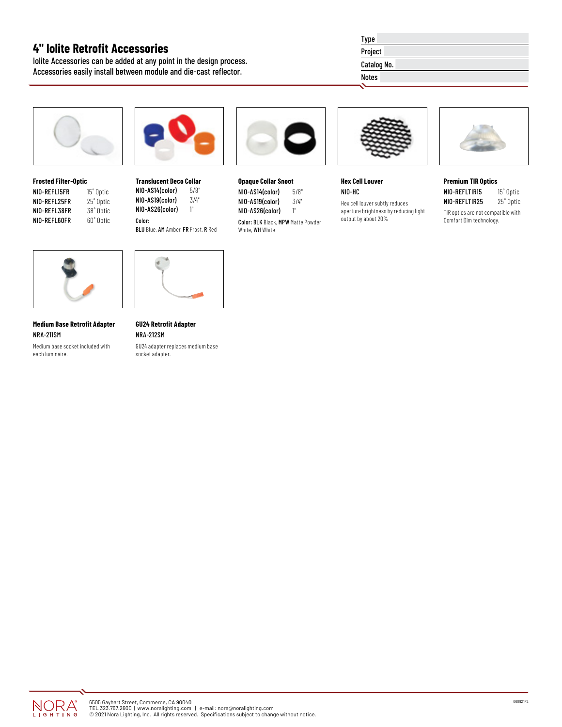# 4" Iolite Retrofit Accessories

Iolite Accessories can be added at any point in the design process.
Accessories easily install between module and die-cast reflector.

| | |
|---|---|
| Type | |
| Project | |
| Catalog No. | |
| Notes | |

### Frosted Filter-Optic

| | |
|---|---|
| NIO-REFL15FR | 15° Optic |
| NIO-REFL25FR | 25° Optic |
| NIO-REFL38FR | 38° Optic |
| NIO-REFL60FR | 60° Optic |

### Translucent Deco Collar

| | |
|---|---|
| NIO-AS14(color) | 5/8" |
| NIO-AS19(color) | 3/4" |
| NIO-AS26(color) | 1" |

**Color:**
**BLU** Blue, **AM** Amber, **FR** Frost, **R** Red

### Opaque Collar Snoot

| | |
|---|---|
| NIO-AS14(color) | 5/8" |
| NIO-AS19(color) | 3/4" |
| NIO-AS26(color) | 1" |

**Color: BLK** Black, **MPW** Matte Powder White, **WH** White

### Hex Cell Louver

NIO-HC

Hex cell louver subtly reduces aperture brightness by reducing light output by about 20%

### Premium TIR Optics

| | |
|---|---|
| NIO-REFLTIR15 | 15° Optic |
| NIO-REFLTIR25 | 25° Optic |

TIR optics are not compatible with Comfort Dim technology.

### Medium Base Retrofit Adapter

NRA-211SM

Medium base socket included with each luminaire.

### GU24 Retrofit Adapter

NRA-212SM

GU24 adapter replaces medium base socket adapter.

NORA® LIGHTING

6505 Gayhart Street, Commerce, CA 90040
TEL 323.767.2600 | www.noralighting.com | e-mail: nora@noralighting.com
© 2021 Nora Lighting, Inc. All rights reserved. Specifications subject to change without notice.

060821P2